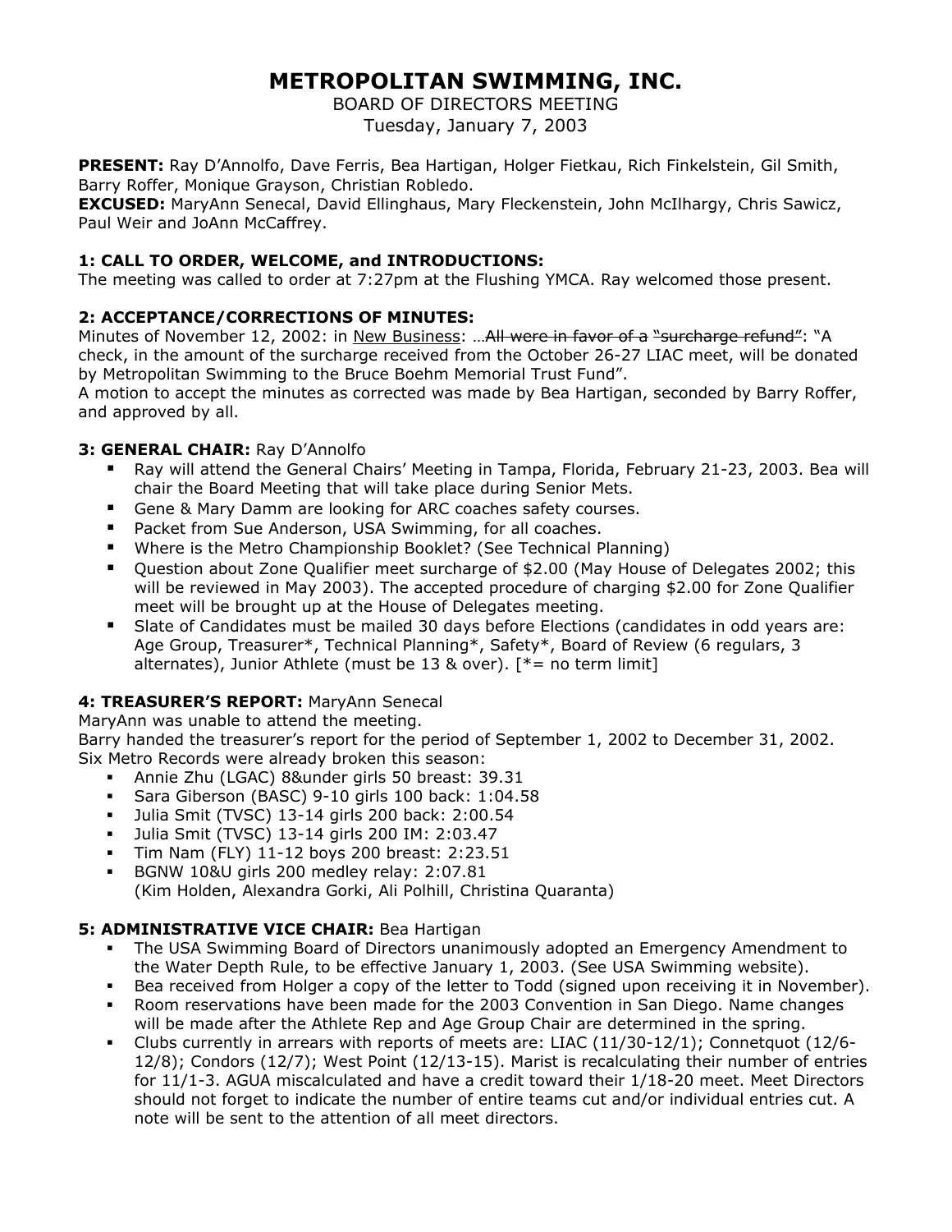# METROPOLITAN SWIMMING, INC.

BOARD OF DIRECTORS MEETING
Tuesday, January 7, 2003

**PRESENT:** Ray D'Annolfo, Dave Ferris, Bea Hartigan, Holger Fietkau, Rich Finkelstein, Gil Smith, Barry Roffer, Monique Grayson, Christian Robledo.
**EXCUSED:** MaryAnn Senecal, David Ellinghaus, Mary Fleckenstein, John McIlhargy, Chris Sawicz, Paul Weir and JoAnn McCaffrey.

### 1: CALL TO ORDER, WELCOME, and INTRODUCTIONS:

The meeting was called to order at 7:27pm at the Flushing YMCA. Ray welcomed those present.

### 2: ACCEPTANCE/CORRECTIONS OF MINUTES:

Minutes of November 12, 2002: in <u>New Business</u>: …~~All were in favor of a "surcharge refund"~~: "A check, in the amount of the surcharge received from the October 26-27 LIAC meet, will be donated by Metropolitan Swimming to the Bruce Boehm Memorial Trust Fund".
A motion to accept the minutes as corrected was made by Bea Hartigan, seconded by Barry Roffer, and approved by all.

### 3: GENERAL CHAIR: Ray D'Annolfo

- Ray will attend the General Chairs' Meeting in Tampa, Florida, February 21-23, 2003. Bea will chair the Board Meeting that will take place during Senior Mets.
- Gene & Mary Damm are looking for ARC coaches safety courses.
- Packet from Sue Anderson, USA Swimming, for all coaches.
- Where is the Metro Championship Booklet? (See Technical Planning)
- Question about Zone Qualifier meet surcharge of $2.00 (May House of Delegates 2002; this will be reviewed in May 2003). The accepted procedure of charging $2.00 for Zone Qualifier meet will be brought up at the House of Delegates meeting.
- Slate of Candidates must be mailed 30 days before Elections (candidates in odd years are: Age Group, Treasurer*, Technical Planning*, Safety*, Board of Review (6 regulars, 3 alternates), Junior Athlete (must be 13 & over). [*= no term limit]

### 4: TREASURER'S REPORT: MaryAnn Senecal

MaryAnn was unable to attend the meeting.
Barry handed the treasurer's report for the period of September 1, 2002 to December 31, 2002.
Six Metro Records were already broken this season:

- Annie Zhu (LGAC) 8&under girls 50 breast: 39.31
- Sara Giberson (BASC) 9-10 girls 100 back: 1:04.58
- Julia Smit (TVSC) 13-14 girls 200 back: 2:00.54
- Julia Smit (TVSC) 13-14 girls 200 IM: 2:03.47
- Tim Nam (FLY) 11-12 boys 200 breast: 2:23.51
- BGNW 10&U girls 200 medley relay: 2:07.81
  (Kim Holden, Alexandra Gorki, Ali Polhill, Christina Quaranta)

### 5: ADMINISTRATIVE VICE CHAIR: Bea Hartigan

- The USA Swimming Board of Directors unanimously adopted an Emergency Amendment to the Water Depth Rule, to be effective January 1, 2003. (See USA Swimming website).
- Bea received from Holger a copy of the letter to Todd (signed upon receiving it in November).
- Room reservations have been made for the 2003 Convention in San Diego. Name changes will be made after the Athlete Rep and Age Group Chair are determined in the spring.
- Clubs currently in arrears with reports of meets are: LIAC (11/30-12/1); Connetquot (12/6-12/8); Condors (12/7); West Point (12/13-15). Marist is recalculating their number of entries for 11/1-3. AGUA miscalculated and have a credit toward their 1/18-20 meet. Meet Directors should not forget to indicate the number of entire teams cut and/or individual entries cut. A note will be sent to the attention of all meet directors.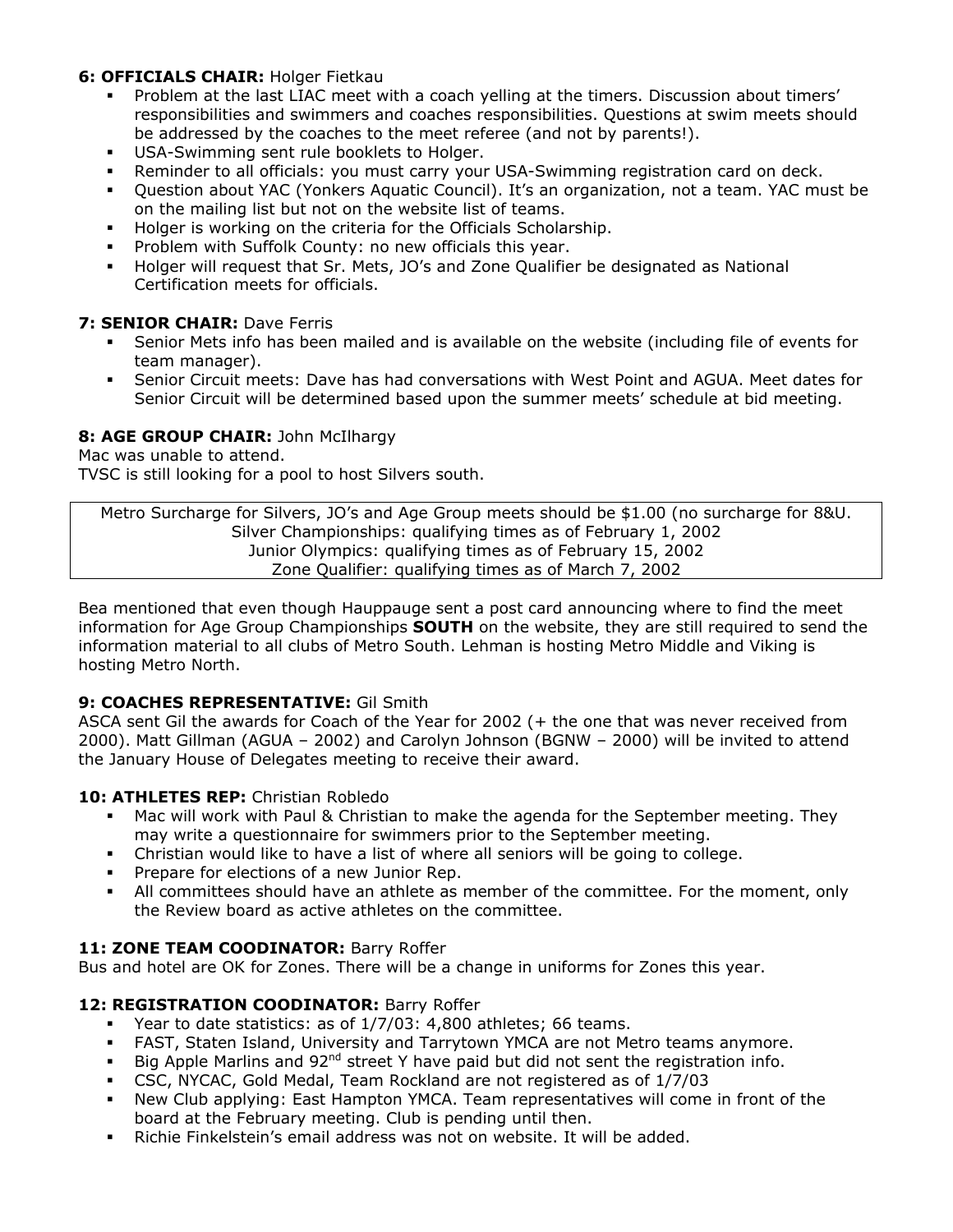**6: OFFICIALS CHAIR:** Holger Fietkau

- Problem at the last LIAC meet with a coach yelling at the timers. Discussion about timers' responsibilities and swimmers and coaches responsibilities. Questions at swim meets should be addressed by the coaches to the meet referee (and not by parents!).
- USA-Swimming sent rule booklets to Holger.
- Reminder to all officials: you must carry your USA-Swimming registration card on deck.
- Question about YAC (Yonkers Aquatic Council). It's an organization, not a team. YAC must be on the mailing list but not on the website list of teams.
- Holger is working on the criteria for the Officials Scholarship.
- Problem with Suffolk County: no new officials this year.
- Holger will request that Sr. Mets, JO's and Zone Qualifier be designated as National Certification meets for officials.

**7: SENIOR CHAIR:** Dave Ferris

- Senior Mets info has been mailed and is available on the website (including file of events for team manager).
- Senior Circuit meets: Dave has had conversations with West Point and AGUA. Meet dates for Senior Circuit will be determined based upon the summer meets' schedule at bid meeting.

**8: AGE GROUP CHAIR:** John McIlhargy

Mac was unable to attend.
TVSC is still looking for a pool to host Silvers south.

| Metro Surcharge for Silvers, JO's and Age Group meets should be $1.00 (no surcharge for 8&U. |
|---|
| Silver Championships: qualifying times as of February 1, 2002 |
| Junior Olympics: qualifying times as of February 15, 2002 |
| Zone Qualifier: qualifying times as of March 7, 2002 |

Bea mentioned that even though Hauppauge sent a post card announcing where to find the meet information for Age Group Championships **SOUTH** on the website, they are still required to send the information material to all clubs of Metro South. Lehman is hosting Metro Middle and Viking is hosting Metro North.

**9: COACHES REPRESENTATIVE:** Gil Smith

ASCA sent Gil the awards for Coach of the Year for 2002 (+ the one that was never received from 2000). Matt Gillman (AGUA – 2002) and Carolyn Johnson (BGNW – 2000) will be invited to attend the January House of Delegates meeting to receive their award.

**10: ATHLETES REP:** Christian Robledo

- Mac will work with Paul & Christian to make the agenda for the September meeting. They may write a questionnaire for swimmers prior to the September meeting.
- Christian would like to have a list of where all seniors will be going to college.
- Prepare for elections of a new Junior Rep.
- All committees should have an athlete as member of the committee. For the moment, only the Review board as active athletes on the committee.

**11: ZONE TEAM COODINATOR:** Barry Roffer

Bus and hotel are OK for Zones. There will be a change in uniforms for Zones this year.

**12: REGISTRATION COODINATOR:** Barry Roffer

- Year to date statistics: as of 1/7/03: 4,800 athletes; 66 teams.
- FAST, Staten Island, University and Tarrytown YMCA are not Metro teams anymore.
- Big Apple Marlins and 92nd street Y have paid but did not send the registration info.
- CSC, NYCAC, Gold Medal, Team Rockland are not registered as of 1/7/03
- New Club applying: East Hampton YMCA. Team representatives will come in front of the board at the February meeting. Club is pending until then.
- Richie Finkelstein's email address was not on website. It will be added.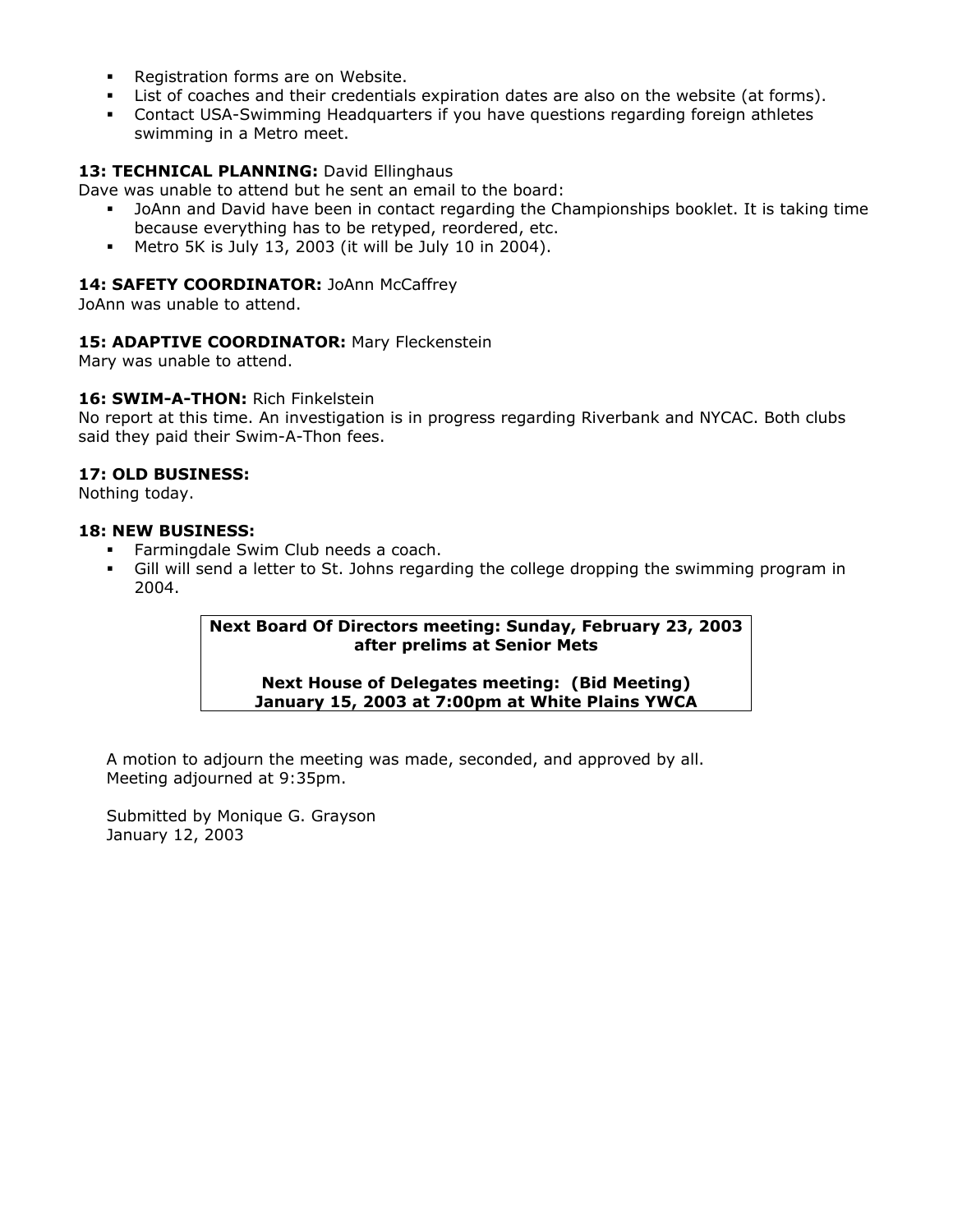- Registration forms are on Website.
- List of coaches and their credentials expiration dates are also on the website (at forms).
- Contact USA-Swimming Headquarters if you have questions regarding foreign athletes swimming in a Metro meet.

**13: TECHNICAL PLANNING:** David Ellinghaus

Dave was unable to attend but he sent an email to the board:

- JoAnn and David have been in contact regarding the Championships booklet. It is taking time because everything has to be retyped, reordered, etc.
- Metro 5K is July 13, 2003 (it will be July 10 in 2004).

**14: SAFETY COORDINATOR:** JoAnn McCaffrey

JoAnn was unable to attend.

**15: ADAPTIVE COORDINATOR:** Mary Fleckenstein

Mary was unable to attend.

**16: SWIM-A-THON:** Rich Finkelstein

No report at this time. An investigation is in progress regarding Riverbank and NYCAC. Both clubs said they paid their Swim-A-Thon fees.

**17: OLD BUSINESS:**

Nothing today.

**18: NEW BUSINESS:**

- Farmingdale Swim Club needs a coach.
- Gill will send a letter to St. Johns regarding the college dropping the swimming program in 2004.

**Next Board Of Directors meeting: Sunday, February 23, 2003 after prelims at Senior Mets**

**Next House of Delegates meeting: (Bid Meeting) January 15, 2003 at 7:00pm at White Plains YWCA**

A motion to adjourn the meeting was made, seconded, and approved by all.
Meeting adjourned at 9:35pm.

Submitted by Monique G. Grayson
January 12, 2003